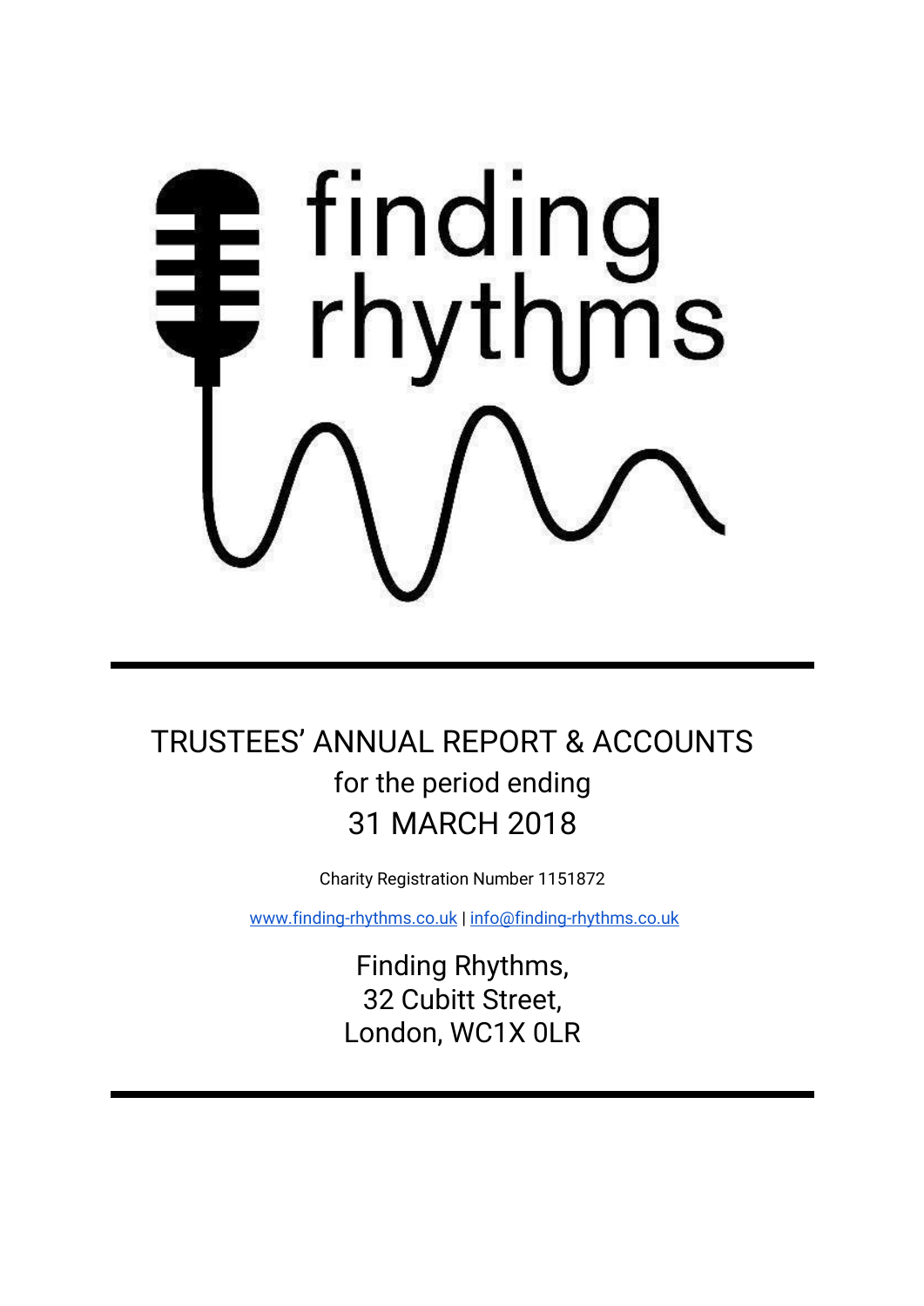finding rhythms

# TRUSTEES' ANNUAL REPORT & ACCOUNTS
## for the period ending
## 31 MARCH 2018

Charity Registration Number 1151872

www.finding-rhythms.co.uk | info@finding-rhythms.co.uk

Finding Rhythms,
32 Cubitt Street,
London, WC1X 0LR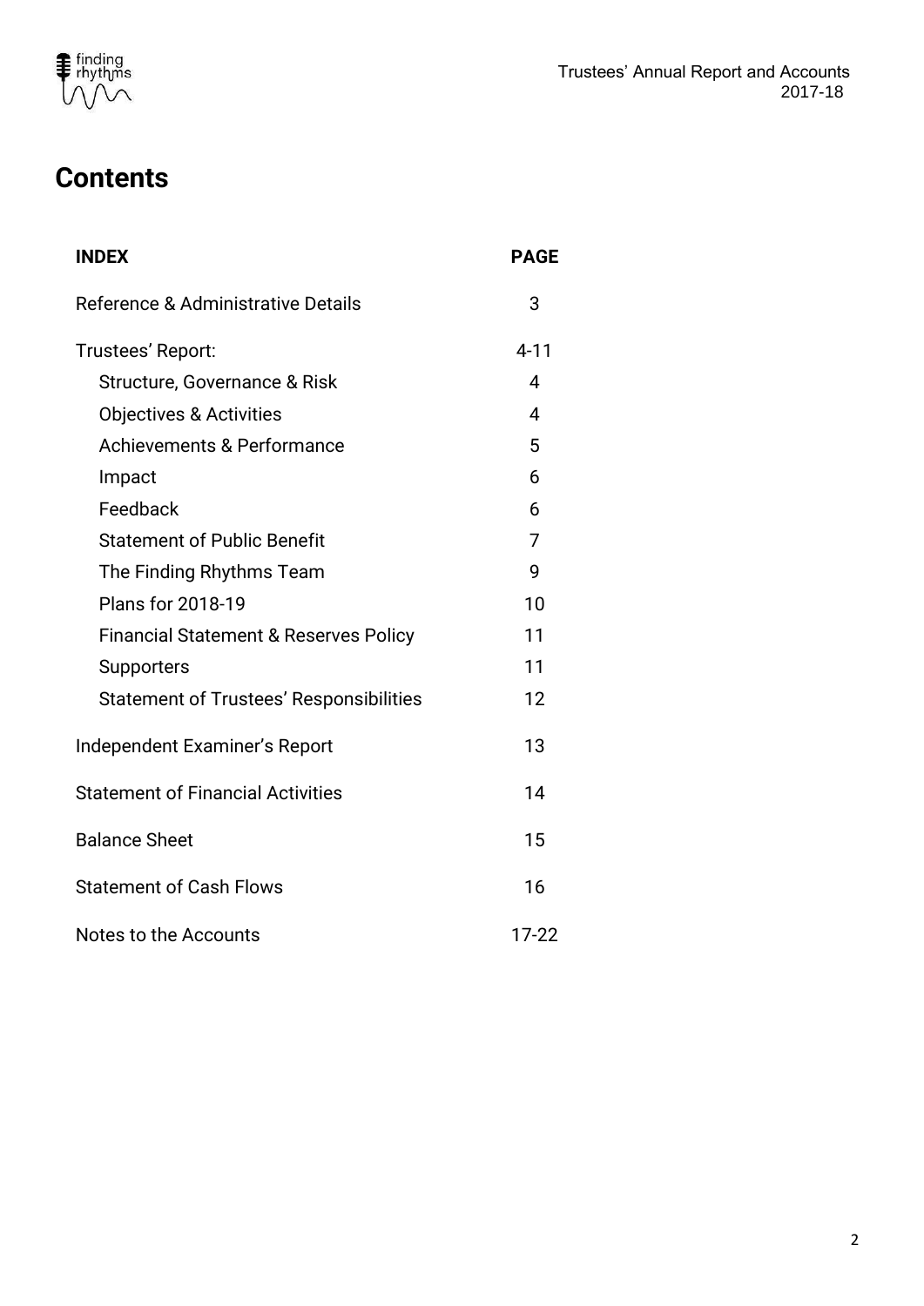# Contents

| INDEX | PAGE |
|---|---|
| Reference & Administrative Details | 3 |
| Trustees' Report: | 4-11 |
| Structure, Governance & Risk | 4 |
| Objectives & Activities | 4 |
| Achievements & Performance | 5 |
| Impact | 6 |
| Feedback | 6 |
| Statement of Public Benefit | 7 |
| The Finding Rhythms Team | 9 |
| Plans for 2018-19 | 10 |
| Financial Statement & Reserves Policy | 11 |
| Supporters | 11 |
| Statement of Trustees' Responsibilities | 12 |
| Independent Examiner's Report | 13 |
| Statement of Financial Activities | 14 |
| Balance Sheet | 15 |
| Statement of Cash Flows | 16 |
| Notes to the Accounts | 17-22 |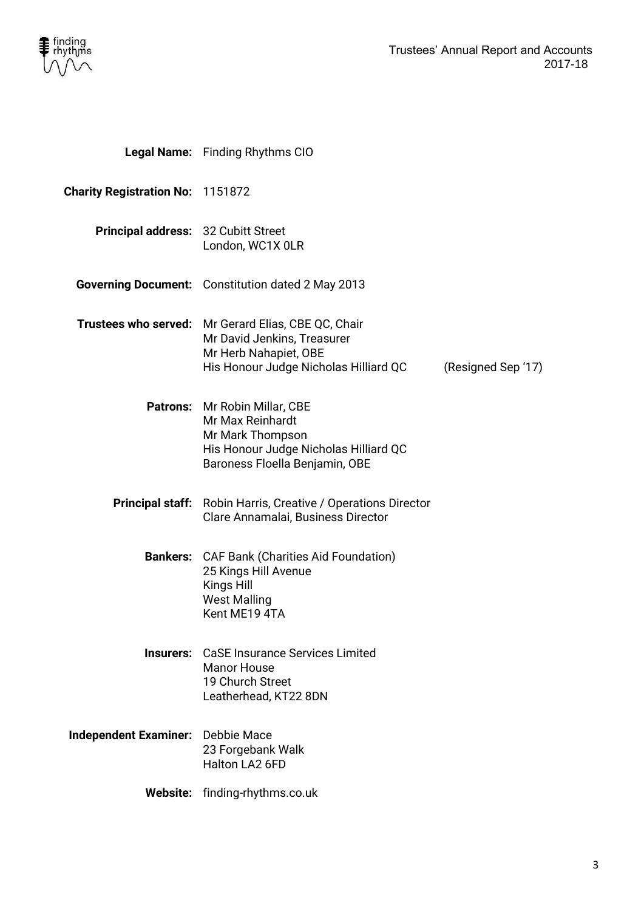**Legal Name:** Finding Rhythms CIO

**Charity Registration No:** 1151872

**Principal address:** 32 Cubitt Street
London, WC1X 0LR

**Governing Document:** Constitution dated 2 May 2013

**Trustees who served:** Mr Gerard Elias, CBE QC, Chair
Mr David Jenkins, Treasurer
Mr Herb Nahapiet, OBE
His Honour Judge Nicholas Hilliard QC (Resigned Sep '17)

**Patrons:** Mr Robin Millar, CBE
Mr Max Reinhardt
Mr Mark Thompson
His Honour Judge Nicholas Hilliard QC
Baroness Floella Benjamin, OBE

**Principal staff:** Robin Harris, Creative / Operations Director
Clare Annamalai, Business Director

**Bankers:** CAF Bank (Charities Aid Foundation)
25 Kings Hill Avenue
Kings Hill
West Malling
Kent ME19 4TA

**Insurers:** CaSE Insurance Services Limited
Manor House
19 Church Street
Leatherhead, KT22 8DN

**Independent Examiner:** Debbie Mace
23 Forgebank Walk
Halton LA2 6FD

**Website:** finding-rhythms.co.uk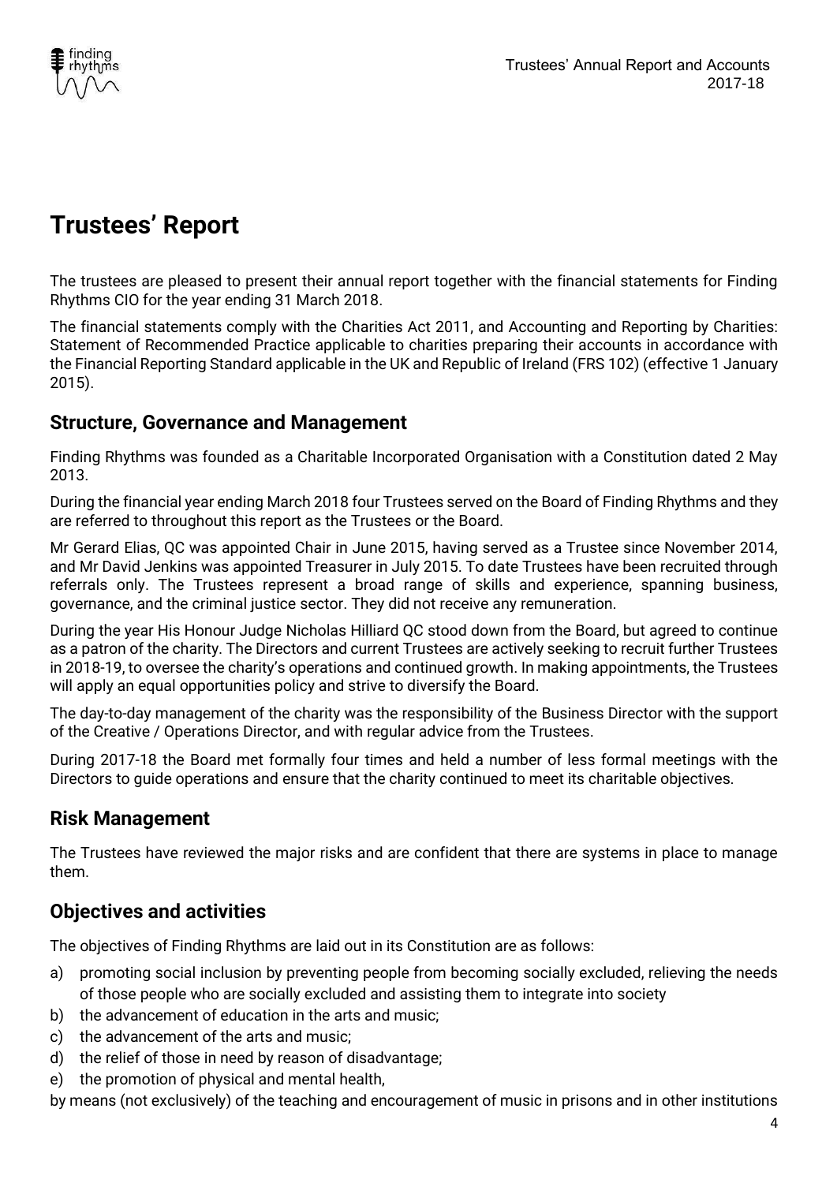# Trustees' Report

The trustees are pleased to present their annual report together with the financial statements for Finding Rhythms CIO for the year ending 31 March 2018.

The financial statements comply with the Charities Act 2011, and Accounting and Reporting by Charities: Statement of Recommended Practice applicable to charities preparing their accounts in accordance with the Financial Reporting Standard applicable in the UK and Republic of Ireland (FRS 102) (effective 1 January 2015).

## Structure, Governance and Management

Finding Rhythms was founded as a Charitable Incorporated Organisation with a Constitution dated 2 May 2013.

During the financial year ending March 2018 four Trustees served on the Board of Finding Rhythms and they are referred to throughout this report as the Trustees or the Board.

Mr Gerard Elias, QC was appointed Chair in June 2015, having served as a Trustee since November 2014, and Mr David Jenkins was appointed Treasurer in July 2015. To date Trustees have been recruited through referrals only. The Trustees represent a broad range of skills and experience, spanning business, governance, and the criminal justice sector. They did not receive any remuneration.

During the year His Honour Judge Nicholas Hilliard QC stood down from the Board, but agreed to continue as a patron of the charity. The Directors and current Trustees are actively seeking to recruit further Trustees in 2018-19, to oversee the charity's operations and continued growth. In making appointments, the Trustees will apply an equal opportunities policy and strive to diversify the Board.

The day-to-day management of the charity was the responsibility of the Business Director with the support of the Creative / Operations Director, and with regular advice from the Trustees.

During 2017-18 the Board met formally four times and held a number of less formal meetings with the Directors to guide operations and ensure that the charity continued to meet its charitable objectives.

## Risk Management

The Trustees have reviewed the major risks and are confident that there are systems in place to manage them.

## Objectives and activities

The objectives of Finding Rhythms are laid out in its Constitution are as follows:

a) promoting social inclusion by preventing people from becoming socially excluded, relieving the needs of those people who are socially excluded and assisting them to integrate into society
b) the advancement of education in the arts and music;
c) the advancement of the arts and music;
d) the relief of those in need by reason of disadvantage;
e) the promotion of physical and mental health,

by means (not exclusively) of the teaching and encouragement of music in prisons and in other institutions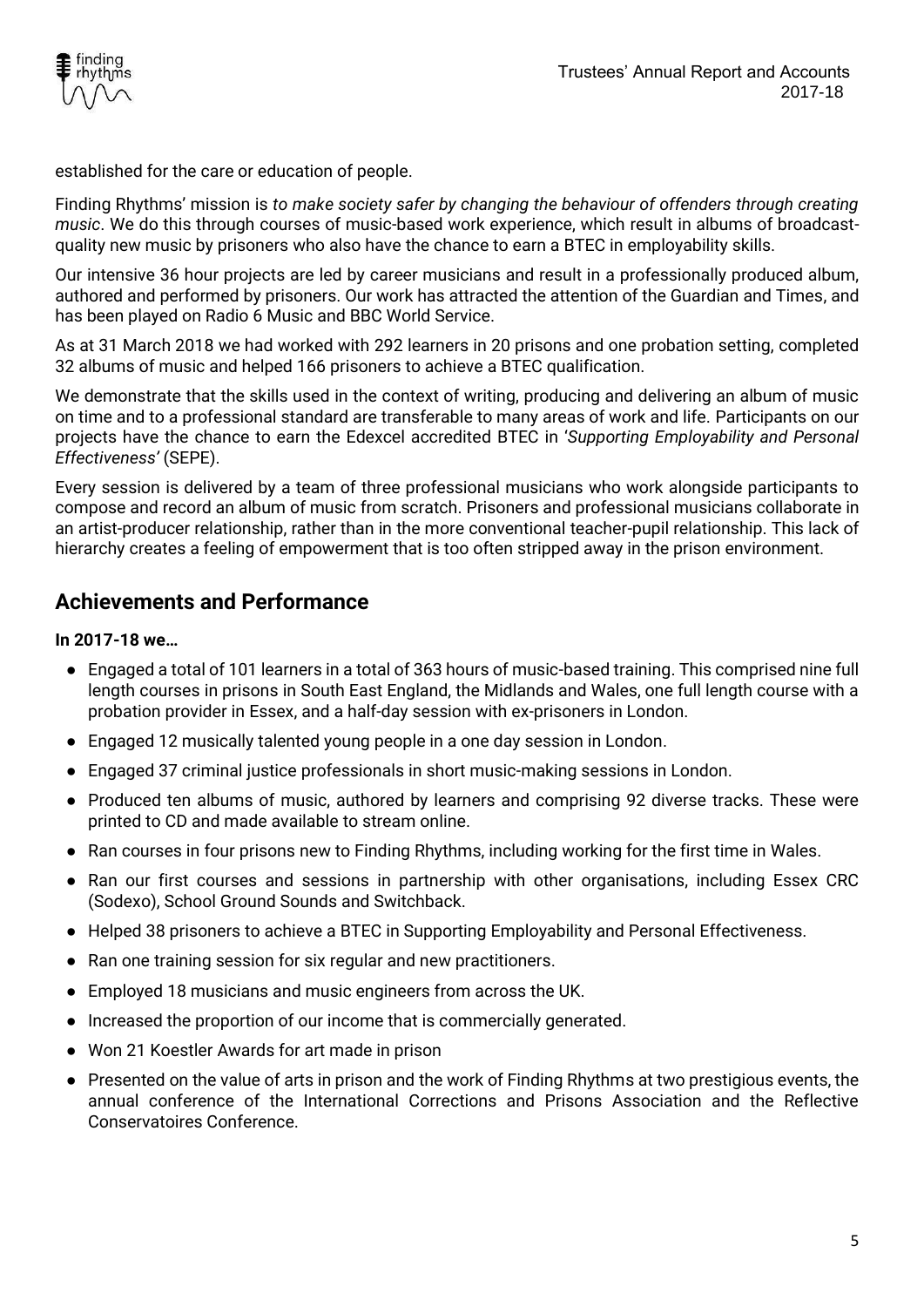established for the care or education of people.

Finding Rhythms' mission is *to make society safer by changing the behaviour of offenders through creating music*. We do this through courses of music-based work experience, which result in albums of broadcast-quality new music by prisoners who also have the chance to earn a BTEC in employability skills.

Our intensive 36 hour projects are led by career musicians and result in a professionally produced album, authored and performed by prisoners. Our work has attracted the attention of the Guardian and Times, and has been played on Radio 6 Music and BBC World Service.

As at 31 March 2018 we had worked with 292 learners in 20 prisons and one probation setting, completed 32 albums of music and helped 166 prisoners to achieve a BTEC qualification.

We demonstrate that the skills used in the context of writing, producing and delivering an album of music on time and to a professional standard are transferable to many areas of work and life. Participants on our projects have the chance to earn the Edexcel accredited BTEC in '*Supporting Employability and Personal Effectiveness'* (SEPE).

Every session is delivered by a team of three professional musicians who work alongside participants to compose and record an album of music from scratch. Prisoners and professional musicians collaborate in an artist-producer relationship, rather than in the more conventional teacher-pupil relationship. This lack of hierarchy creates a feeling of empowerment that is too often stripped away in the prison environment.

## Achievements and Performance

**In 2017-18 we…**

- Engaged a total of 101 learners in a total of 363 hours of music-based training. This comprised nine full length courses in prisons in South East England, the Midlands and Wales, one full length course with a probation provider in Essex, and a half-day session with ex-prisoners in London.
- Engaged 12 musically talented young people in a one day session in London.
- Engaged 37 criminal justice professionals in short music-making sessions in London.
- Produced ten albums of music, authored by learners and comprising 92 diverse tracks. These were printed to CD and made available to stream online.
- Ran courses in four prisons new to Finding Rhythms, including working for the first time in Wales.
- Ran our first courses and sessions in partnership with other organisations, including Essex CRC (Sodexo), School Ground Sounds and Switchback.
- Helped 38 prisoners to achieve a BTEC in Supporting Employability and Personal Effectiveness.
- Ran one training session for six regular and new practitioners.
- Employed 18 musicians and music engineers from across the UK.
- Increased the proportion of our income that is commercially generated.
- Won 21 Koestler Awards for art made in prison
- Presented on the value of arts in prison and the work of Finding Rhythms at two prestigious events, the annual conference of the International Corrections and Prisons Association and the Reflective Conservatoires Conference.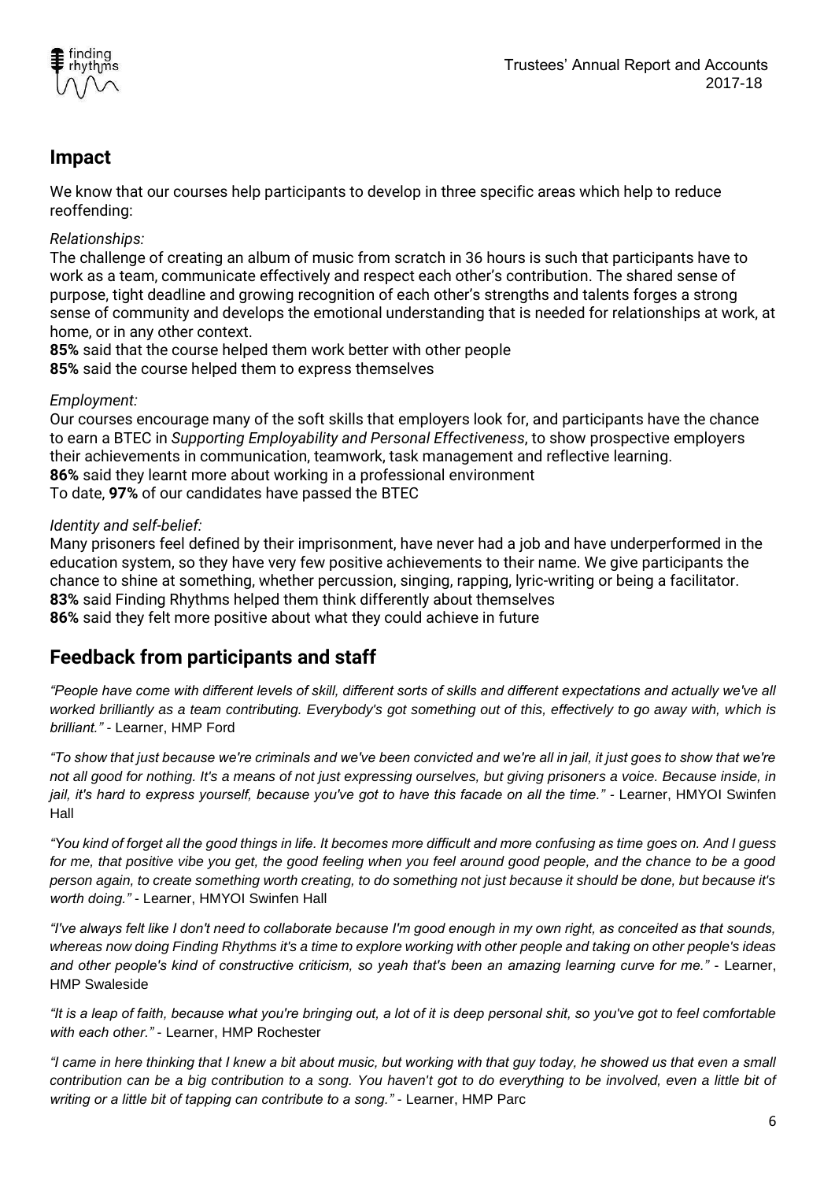## Impact

We know that our courses help participants to develop in three specific areas which help to reduce reoffending:

*Relationships:*

The challenge of creating an album of music from scratch in 36 hours is such that participants have to work as a team, communicate effectively and respect each other's contribution. The shared sense of purpose, tight deadline and growing recognition of each other's strengths and talents forges a strong sense of community and develops the emotional understanding that is needed for relationships at work, at home, or in any other context.

**85%** said that the course helped them work better with other people

**85%** said the course helped them to express themselves

*Employment:*

Our courses encourage many of the soft skills that employers look for, and participants have the chance to earn a BTEC in *Supporting Employability and Personal Effectiveness*, to show prospective employers their achievements in communication, teamwork, task management and reflective learning.

**86%** said they learnt more about working in a professional environment

To date, **97%** of our candidates have passed the BTEC

*Identity and self-belief:*

Many prisoners feel defined by their imprisonment, have never had a job and have underperformed in the education system, so they have very few positive achievements to their name. We give participants the chance to shine at something, whether percussion, singing, rapping, lyric-writing or being a facilitator.

**83%** said Finding Rhythms helped them think differently about themselves

**86%** said they felt more positive about what they could achieve in future

## Feedback from participants and staff

*"People have come with different levels of skill, different sorts of skills and different expectations and actually we've all worked brilliantly as a team contributing. Everybody's got something out of this, effectively to go away with, which is brilliant."* - Learner, HMP Ford

*"To show that just because we're criminals and we've been convicted and we're all in jail, it just goes to show that we're not all good for nothing. It's a means of not just expressing ourselves, but giving prisoners a voice. Because inside, in jail, it's hard to express yourself, because you've got to have this facade on all the time."* - Learner, HMYOI Swinfen Hall

*"You kind of forget all the good things in life. It becomes more difficult and more confusing as time goes on. And I guess for me, that positive vibe you get, the good feeling when you feel around good people, and the chance to be a good person again, to create something worth creating, to do something not just because it should be done, but because it's worth doing."* - Learner, HMYOI Swinfen Hall

*"I've always felt like I don't need to collaborate because I'm good enough in my own right, as conceited as that sounds, whereas now doing Finding Rhythms it's a time to explore working with other people and taking on other people's ideas and other people's kind of constructive criticism, so yeah that's been an amazing learning curve for me."* - Learner, HMP Swaleside

*"It is a leap of faith, because what you're bringing out, a lot of it is deep personal shit, so you've got to feel comfortable with each other."* - Learner, HMP Rochester

*"I came in here thinking that I knew a bit about music, but working with that guy today, he showed us that even a small contribution can be a big contribution to a song. You haven't got to do everything to be involved, even a little bit of writing or a little bit of tapping can contribute to a song."* - Learner, HMP Parc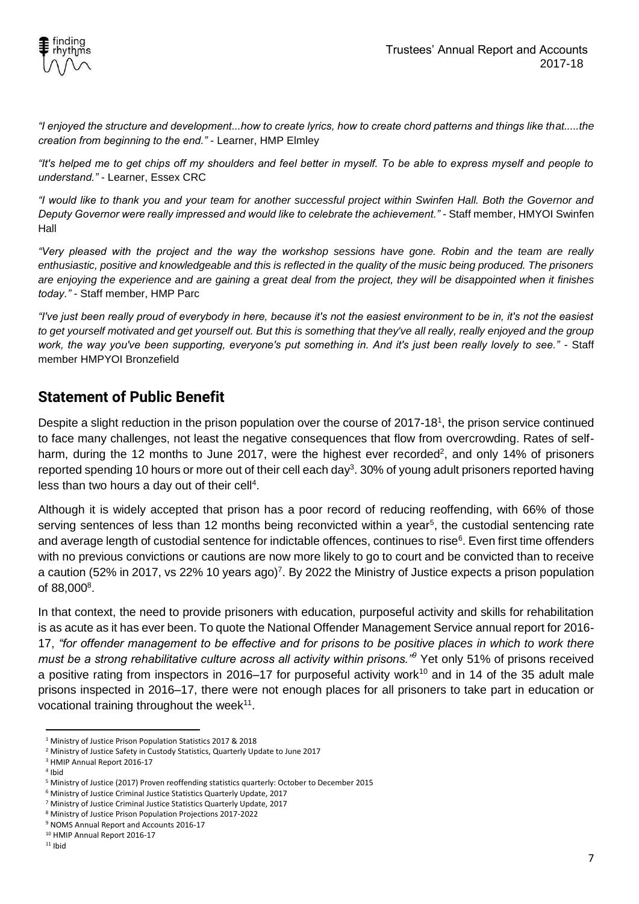*"I enjoyed the structure and development...how to create lyrics, how to create chord patterns and things like that.....the creation from beginning to the end."* - Learner, HMP Elmley

*"It's helped me to get chips off my shoulders and feel better in myself. To be able to express myself and people to understand."* - Learner, Essex CRC

*"I would like to thank you and your team for another successful project within Swinfen Hall. Both the Governor and Deputy Governor were really impressed and would like to celebrate the achievement."* - Staff member, HMYOI Swinfen Hall

*"Very pleased with the project and the way the workshop sessions have gone. Robin and the team are really enthusiastic, positive and knowledgeable and this is reflected in the quality of the music being produced. The prisoners are enjoying the experience and are gaining a great deal from the project, they will be disappointed when it finishes today."* - Staff member, HMP Parc

*"I've just been really proud of everybody in here, because it's not the easiest environment to be in, it's not the easiest to get yourself motivated and get yourself out. But this is something that they've all really, really enjoyed and the group work, the way you've been supporting, everyone's put something in. And it's just been really lovely to see."* - Staff member HMPYOI Bronzefield

## Statement of Public Benefit

Despite a slight reduction in the prison population over the course of 2017-18[1], the prison service continued to face many challenges, not least the negative consequences that flow from overcrowding. Rates of self-harm, during the 12 months to June 2017, were the highest ever recorded[2], and only 14% of prisoners reported spending 10 hours or more out of their cell each day[3]. 30% of young adult prisoners reported having less than two hours a day out of their cell[4].

Although it is widely accepted that prison has a poor record of reducing reoffending, with 66% of those serving sentences of less than 12 months being reconvicted within a year[5], the custodial sentencing rate and average length of custodial sentence for indictable offences, continues to rise[6]. Even first time offenders with no previous convictions or cautions are now more likely to go to court and be convicted than to receive a caution (52% in 2017, vs 22% 10 years ago)[7]. By 2022 the Ministry of Justice expects a prison population of 88,000[8].

In that context, the need to provide prisoners with education, purposeful activity and skills for rehabilitation is as acute as it has ever been. To quote the National Offender Management Service annual report for 2016-17, *"for offender management to be effective and for prisons to be positive places in which to work there must be a strong rehabilitative culture across all activity within prisons."*[9] Yet only 51% of prisons received a positive rating from inspectors in 2016–17 for purposeful activity work[10] and in 14 of the 35 adult male prisons inspected in 2016–17, there were not enough places for all prisoners to take part in education or vocational training throughout the week[11].

---

[1] Ministry of Justice Prison Population Statistics 2017 & 2018
[2] Ministry of Justice Safety in Custody Statistics, Quarterly Update to June 2017
[3] HMIP Annual Report 2016-17
[4] Ibid
[5] Ministry of Justice (2017) Proven reoffending statistics quarterly: October to December 2015
[6] Ministry of Justice Criminal Justice Statistics Quarterly Update, 2017
[7] Ministry of Justice Criminal Justice Statistics Quarterly Update, 2017
[8] Ministry of Justice Prison Population Projections 2017-2022
[9] NOMS Annual Report and Accounts 2016-17
[10] HMIP Annual Report 2016-17
[11] Ibid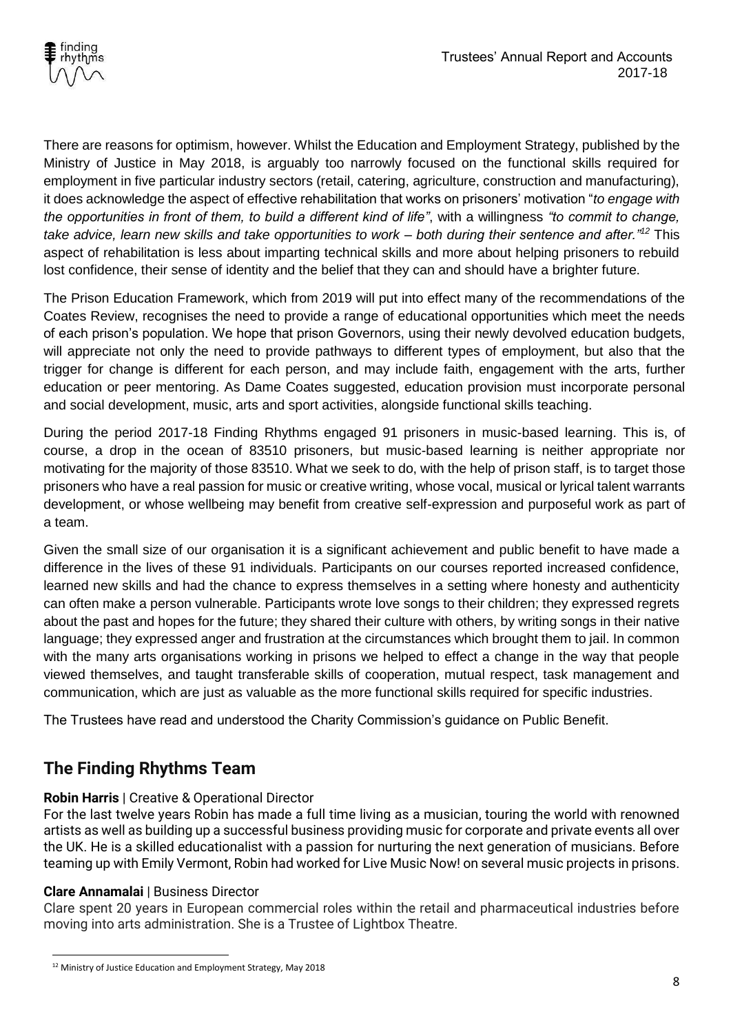There are reasons for optimism, however. Whilst the Education and Employment Strategy, published by the Ministry of Justice in May 2018, is arguably too narrowly focused on the functional skills required for employment in five particular industry sectors (retail, catering, agriculture, construction and manufacturing), it does acknowledge the aspect of effective rehabilitation that works on prisoners' motivation "*to engage with the opportunities in front of them, to build a different kind of life*", with a willingness *"to commit to change, take advice, learn new skills and take opportunities to work – both during their sentence and after."*[12] This aspect of rehabilitation is less about imparting technical skills and more about helping prisoners to rebuild lost confidence, their sense of identity and the belief that they can and should have a brighter future.

The Prison Education Framework, which from 2019 will put into effect many of the recommendations of the Coates Review, recognises the need to provide a range of educational opportunities which meet the needs of each prison's population. We hope that prison Governors, using their newly devolved education budgets, will appreciate not only the need to provide pathways to different types of employment, but also that the trigger for change is different for each person, and may include faith, engagement with the arts, further education or peer mentoring. As Dame Coates suggested, education provision must incorporate personal and social development, music, arts and sport activities, alongside functional skills teaching.

During the period 2017-18 Finding Rhythms engaged 91 prisoners in music-based learning. This is, of course, a drop in the ocean of 83510 prisoners, but music-based learning is neither appropriate nor motivating for the majority of those 83510. What we seek to do, with the help of prison staff, is to target those prisoners who have a real passion for music or creative writing, whose vocal, musical or lyrical talent warrants development, or whose wellbeing may benefit from creative self-expression and purposeful work as part of a team.

Given the small size of our organisation it is a significant achievement and public benefit to have made a difference in the lives of these 91 individuals. Participants on our courses reported increased confidence, learned new skills and had the chance to express themselves in a setting where honesty and authenticity can often make a person vulnerable. Participants wrote love songs to their children; they expressed regrets about the past and hopes for the future; they shared their culture with others, by writing songs in their native language; they expressed anger and frustration at the circumstances which brought them to jail. In common with the many arts organisations working in prisons we helped to effect a change in the way that people viewed themselves, and taught transferable skills of cooperation, mutual respect, task management and communication, which are just as valuable as the more functional skills required for specific industries.

The Trustees have read and understood the Charity Commission's guidance on Public Benefit.

## The Finding Rhythms Team

**Robin Harris** | Creative & Operational Director
For the last twelve years Robin has made a full time living as a musician, touring the world with renowned artists as well as building up a successful business providing music for corporate and private events all over the UK. He is a skilled educationalist with a passion for nurturing the next generation of musicians. Before teaming up with Emily Vermont, Robin had worked for Live Music Now! on several music projects in prisons.

**Clare Annamalai** | Business Director
Clare spent 20 years in European commercial roles within the retail and pharmaceutical industries before moving into arts administration. She is a Trustee of Lightbox Theatre.

---

[12] Ministry of Justice Education and Employment Strategy, May 2018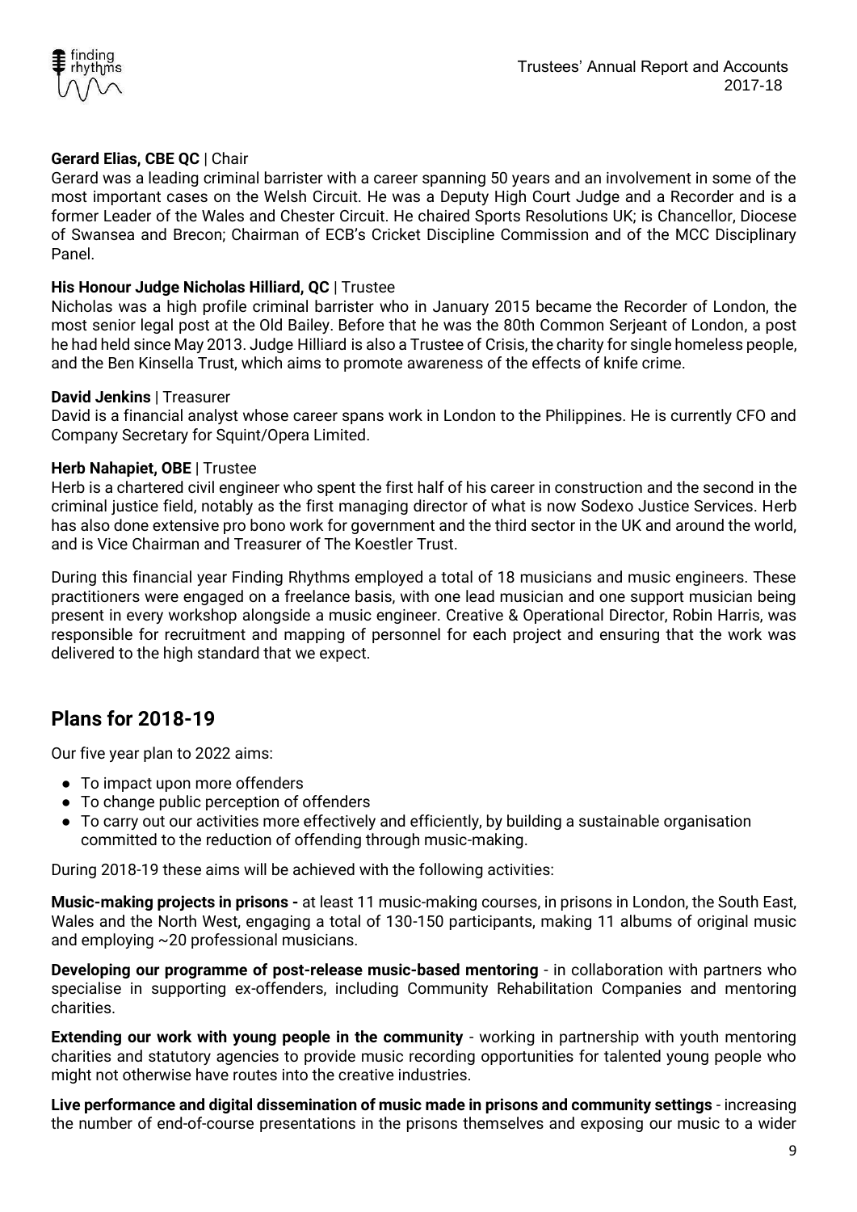**Gerard Elias, CBE QC** | Chair
Gerard was a leading criminal barrister with a career spanning 50 years and an involvement in some of the most important cases on the Welsh Circuit. He was a Deputy High Court Judge and a Recorder and is a former Leader of the Wales and Chester Circuit. He chaired Sports Resolutions UK; is Chancellor, Diocese of Swansea and Brecon; Chairman of ECB's Cricket Discipline Commission and of the MCC Disciplinary Panel.

**His Honour Judge Nicholas Hilliard, QC** | Trustee
Nicholas was a high profile criminal barrister who in January 2015 became the Recorder of London, the most senior legal post at the Old Bailey. Before that he was the 80th Common Serjeant of London, a post he had held since May 2013. Judge Hilliard is also a Trustee of Crisis, the charity for single homeless people, and the Ben Kinsella Trust, which aims to promote awareness of the effects of knife crime.

**David Jenkins** | Treasurer
David is a financial analyst whose career spans work in London to the Philippines. He is currently CFO and Company Secretary for Squint/Opera Limited.

**Herb Nahapiet, OBE** | Trustee
Herb is a chartered civil engineer who spent the first half of his career in construction and the second in the criminal justice field, notably as the first managing director of what is now Sodexo Justice Services. Herb has also done extensive pro bono work for government and the third sector in the UK and around the world, and is Vice Chairman and Treasurer of The Koestler Trust.

During this financial year Finding Rhythms employed a total of 18 musicians and music engineers. These practitioners were engaged on a freelance basis, with one lead musician and one support musician being present in every workshop alongside a music engineer. Creative & Operational Director, Robin Harris, was responsible for recruitment and mapping of personnel for each project and ensuring that the work was delivered to the high standard that we expect.

## Plans for 2018-19

Our five year plan to 2022 aims:

- To impact upon more offenders
- To change public perception of offenders
- To carry out our activities more effectively and efficiently, by building a sustainable organisation committed to the reduction of offending through music-making.

During 2018-19 these aims will be achieved with the following activities:

**Music-making projects in prisons -** at least 11 music-making courses, in prisons in London, the South East, Wales and the North West, engaging a total of 130-150 participants, making 11 albums of original music and employing ~20 professional musicians.

**Developing our programme of post-release music-based mentoring** - in collaboration with partners who specialise in supporting ex-offenders, including Community Rehabilitation Companies and mentoring charities.

**Extending our work with young people in the community** - working in partnership with youth mentoring charities and statutory agencies to provide music recording opportunities for talented young people who might not otherwise have routes into the creative industries.

**Live performance and digital dissemination of music made in prisons and community settings** - increasing the number of end-of-course presentations in the prisons themselves and exposing our music to a wider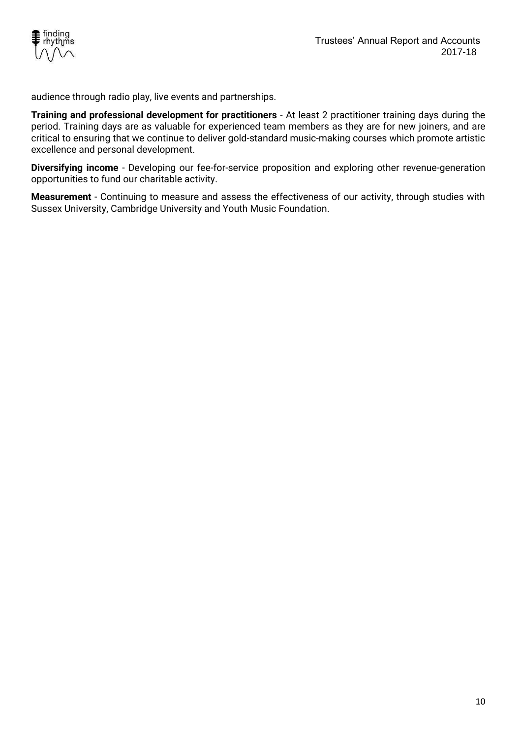audience through radio play, live events and partnerships.

**Training and professional development for practitioners** - At least 2 practitioner training days during the period. Training days are as valuable for experienced team members as they are for new joiners, and are critical to ensuring that we continue to deliver gold-standard music-making courses which promote artistic excellence and personal development.

**Diversifying income** - Developing our fee-for-service proposition and exploring other revenue-generation opportunities to fund our charitable activity.

**Measurement** - Continuing to measure and assess the effectiveness of our activity, through studies with Sussex University, Cambridge University and Youth Music Foundation.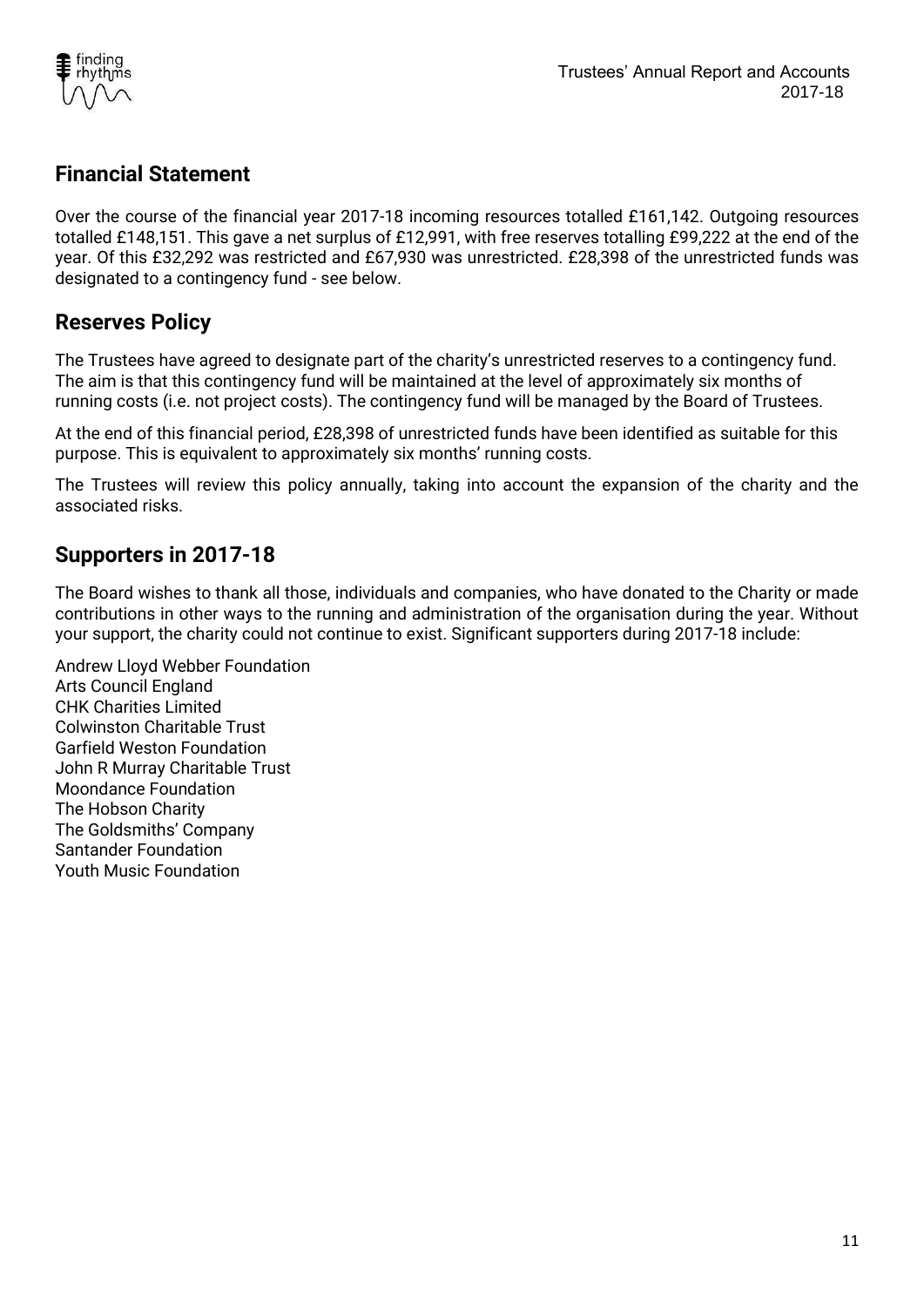## Financial Statement

Over the course of the financial year 2017-18 incoming resources totalled £161,142. Outgoing resources totalled £148,151. This gave a net surplus of £12,991, with free reserves totalling £99,222 at the end of the year. Of this £32,292 was restricted and £67,930 was unrestricted. £28,398 of the unrestricted funds was designated to a contingency fund - see below.

## Reserves Policy

The Trustees have agreed to designate part of the charity's unrestricted reserves to a contingency fund. The aim is that this contingency fund will be maintained at the level of approximately six months of running costs (i.e. not project costs). The contingency fund will be managed by the Board of Trustees.

At the end of this financial period, £28,398 of unrestricted funds have been identified as suitable for this purpose. This is equivalent to approximately six months' running costs.

The Trustees will review this policy annually, taking into account the expansion of the charity and the associated risks.

## Supporters in 2017-18

The Board wishes to thank all those, individuals and companies, who have donated to the Charity or made contributions in other ways to the running and administration of the organisation during the year. Without your support, the charity could not continue to exist. Significant supporters during 2017-18 include:

Andrew Lloyd Webber Foundation
Arts Council England
CHK Charities Limited
Colwinston Charitable Trust
Garfield Weston Foundation
John R Murray Charitable Trust
Moondance Foundation
The Hobson Charity
The Goldsmiths' Company
Santander Foundation
Youth Music Foundation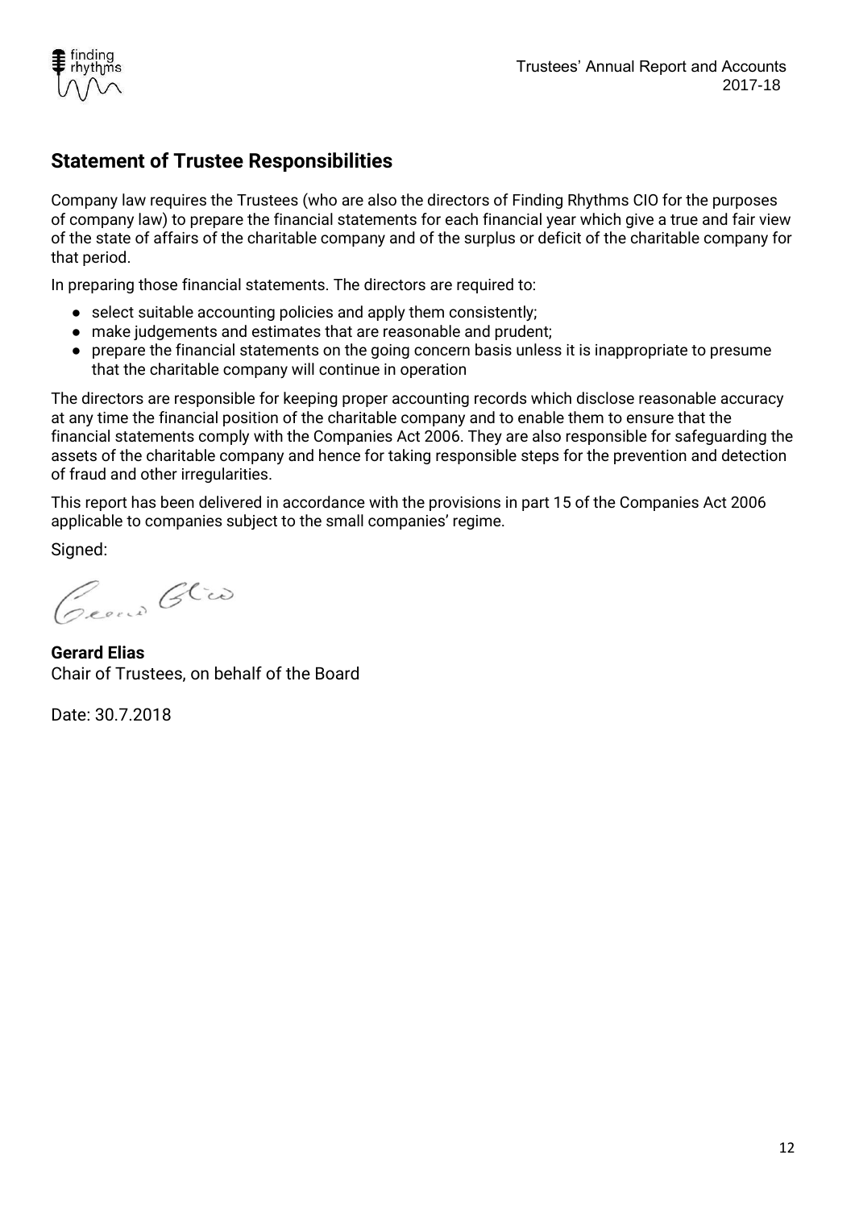## Statement of Trustee Responsibilities

Company law requires the Trustees (who are also the directors of Finding Rhythms CIO for the purposes of company law) to prepare the financial statements for each financial year which give a true and fair view of the state of affairs of the charitable company and of the surplus or deficit of the charitable company for that period.

In preparing those financial statements. The directors are required to:

- select suitable accounting policies and apply them consistently;
- make judgements and estimates that are reasonable and prudent;
- prepare the financial statements on the going concern basis unless it is inappropriate to presume that the charitable company will continue in operation

The directors are responsible for keeping proper accounting records which disclose reasonable accuracy at any time the financial position of the charitable company and to enable them to ensure that the financial statements comply with the Companies Act 2006. They are also responsible for safeguarding the assets of the charitable company and hence for taking responsible steps for the prevention and detection of fraud and other irregularities.

This report has been delivered in accordance with the provisions in part 15 of the Companies Act 2006 applicable to companies subject to the small companies' regime.

Signed:

**Gerard Elias**
Chair of Trustees, on behalf of the Board

Date: 30.7.2018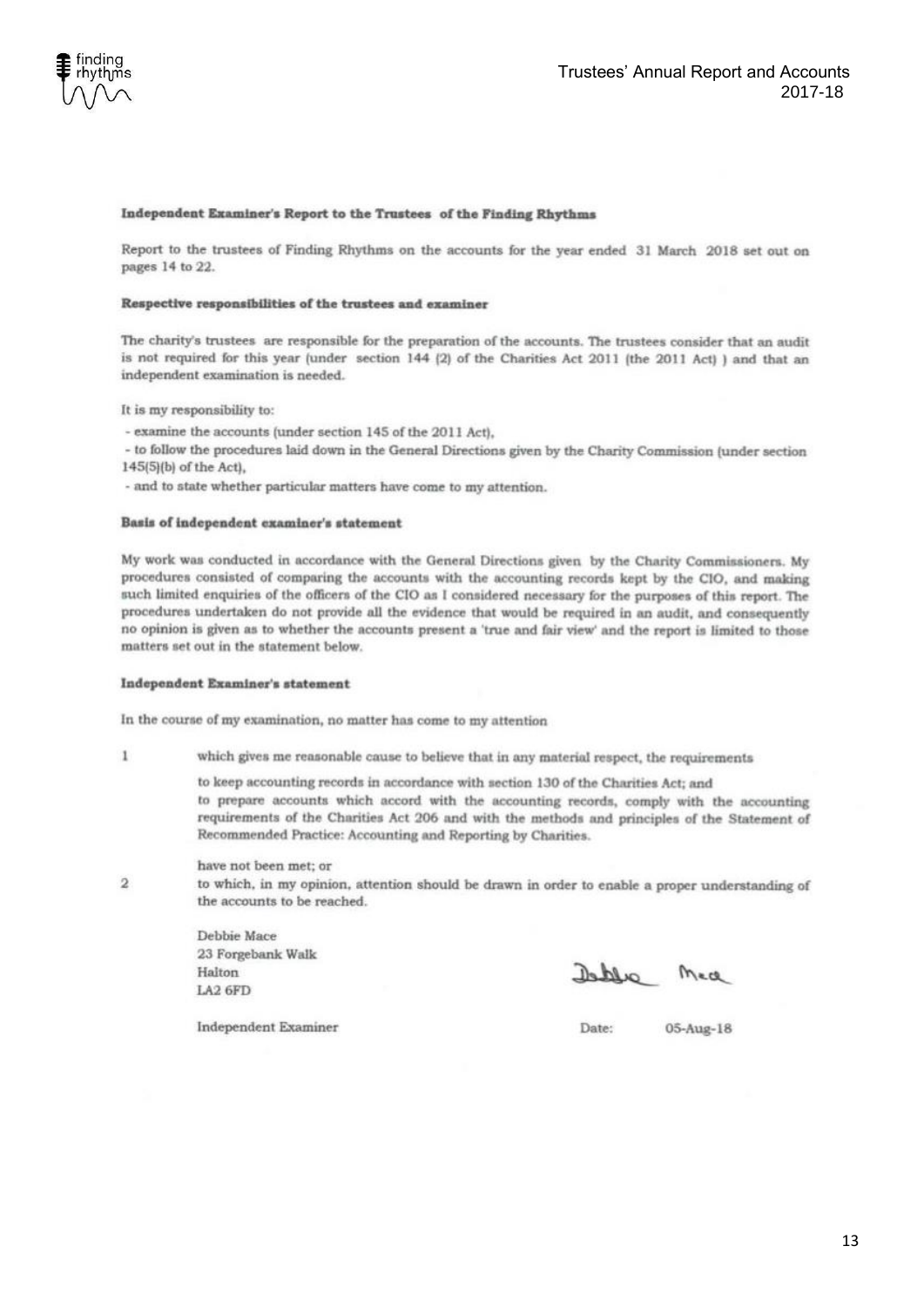**Independent Examiner's Report to the Trustees of the Finding Rhythms**

Report to the trustees of Finding Rhythms on the accounts for the year ended 31 March 2018 set out on pages 14 to 22.

**Respective responsibilities of the trustees and examiner**

The charity's trustees are responsible for the preparation of the accounts. The trustees consider that an audit is not required for this year (under section 144 (2) of the Charities Act 2011 (the 2011 Act) ) and that an independent examination is needed.

It is my responsibility to:

- examine the accounts (under section 145 of the 2011 Act),
- to follow the procedures laid down in the General Directions given by the Charity Commission (under section 145(5)(b) of the Act),
- and to state whether particular matters have come to my attention.

**Basis of independent examiner's statement**

My work was conducted in accordance with the General Directions given by the Charity Commissioners. My procedures consisted of comparing the accounts with the accounting records kept by the CIO, and making such limited enquiries of the officers of the CIO as I considered necessary for the purposes of this report. The procedures undertaken do not provide all the evidence that would be required in an audit, and consequently no opinion is given as to whether the accounts present a 'true and fair view' and the report is limited to those matters set out in the statement below.

**Independent Examiner's statement**

In the course of my examination, no matter has come to my attention

1. which gives me reasonable cause to believe that in any material respect, the requirements

   to keep accounting records in accordance with section 130 of the Charities Act; and
   to prepare accounts which accord with the accounting records, comply with the accounting requirements of the Charities Act 206 and with the methods and principles of the Statement of Recommended Practice: Accounting and Reporting by Charities.

   have not been met; or

2. to which, in my opinion, attention should be drawn in order to enable a proper understanding of the accounts to be reached.

Debbie Mace
23 Forgebank Walk
Halton
LA2 6FD

Debbie Mace

Independent Examiner

Date: 05-Aug-18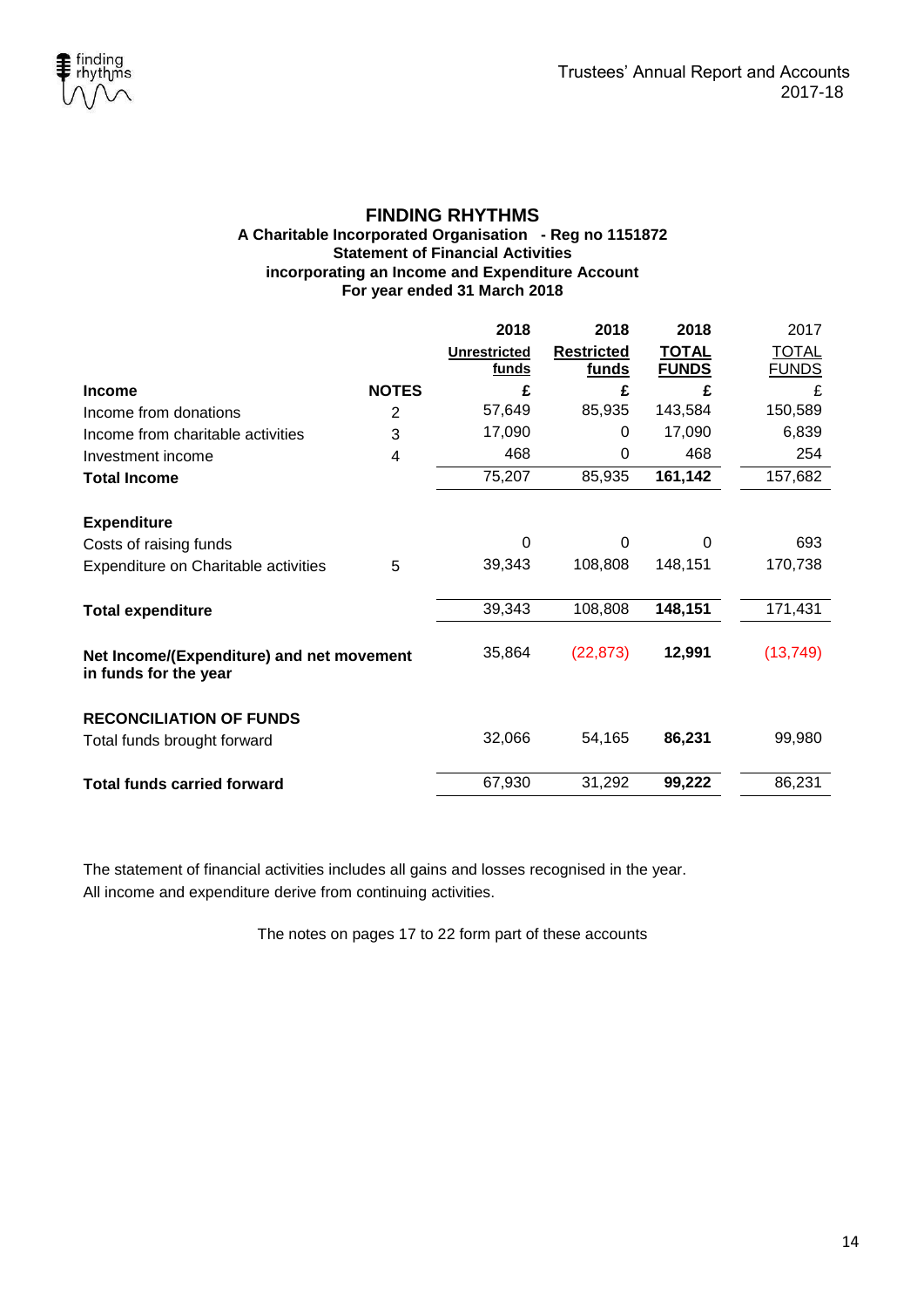# FINDING RHYTHMS

**A Charitable Incorporated Organisation - Reg no 1151872**
**Statement of Financial Activities**
**incorporating an Income and Expenditure Account**
**For year ended 31 March 2018**

| | | 2018 | 2018 | 2018 | 2017 |
|---|---|---|---|---|---|
| | | **Unrestricted funds** | **Restricted funds** | **TOTAL FUNDS** | TOTAL FUNDS |
| **Income** | **NOTES** | **£** | **£** | **£** | £ |
| Income from donations | 2 | 57,649 | 85,935 | 143,584 | 150,589 |
| Income from charitable activities | 3 | 17,090 | 0 | 17,090 | 6,839 |
| Investment income | 4 | 468 | 0 | 468 | 254 |
| **Total Income** | | 75,207 | 85,935 | **161,142** | 157,682 |
| **Expenditure** | | | | | |
| Costs of raising funds | | 0 | 0 | 0 | 693 |
| Expenditure on Charitable activities | 5 | 39,343 | 108,808 | 148,151 | 170,738 |
| **Total expenditure** | | 39,343 | 108,808 | **148,151** | 171,431 |
| **Net Income/(Expenditure) and net movement in funds for the year** | | 35,864 | (22,873) | **12,991** | (13,749) |
| **RECONCILIATION OF FUNDS** | | | | | |
| Total funds brought forward | | 32,066 | 54,165 | **86,231** | 99,980 |
| **Total funds carried forward** | | 67,930 | 31,292 | **99,222** | 86,231 |

The statement of financial activities includes all gains and losses recognised in the year.
All income and expenditure derive from continuing activities.

The notes on pages 17 to 22 form part of these accounts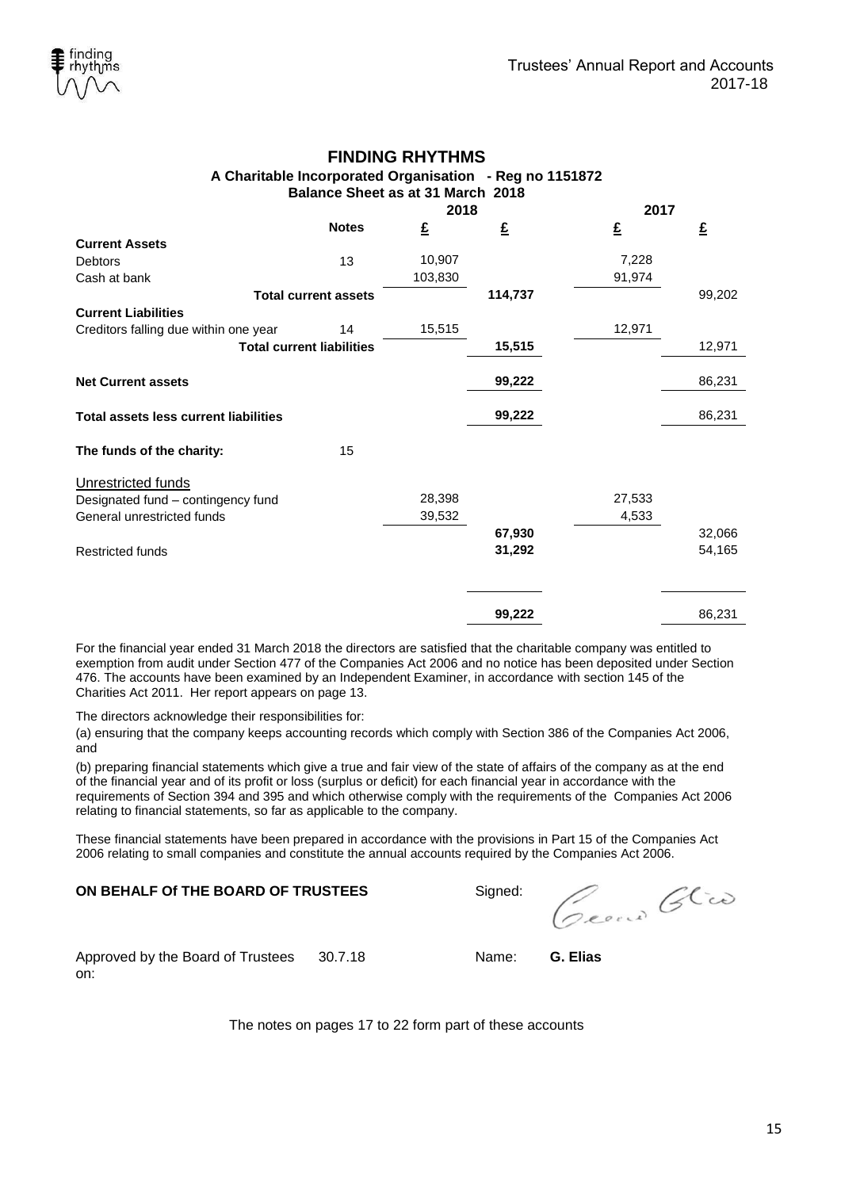# FINDING RHYTHMS

### A Charitable Incorporated Organisation - Reg no 1151872

### Balance Sheet as at 31 March 2018

| | Notes | 2018 £ | 2018 £ | 2017 £ | 2017 £ |
|---|---|---|---|---|---|
| **Current Assets** | | | | | |
| Debtors | 13 | 10,907 | | 7,228 | |
| Cash at bank | | 103,830 | | 91,974 | |
| **Total current assets** | | | **114,737** | | 99,202 |
| **Current Liabilities** | | | | | |
| Creditors falling due within one year | 14 | 15,515 | | 12,971 | |
| **Total current liabilities** | | | **15,515** | | 12,971 |
| **Net Current assets** | | | **99,222** | | 86,231 |
| **Total assets less current liabilities** | | | **99,222** | | 86,231 |
| **The funds of the charity:** | 15 | | | | |
| Unrestricted funds | | | | | |
| Designated fund – contingency fund | | 28,398 | | 27,533 | |
| General unrestricted funds | | 39,532 | | 4,533 | |
| | | | **67,930** | | 32,066 |
| Restricted funds | | | **31,292** | | 54,165 |
| | | | **99,222** | | 86,231 |

For the financial year ended 31 March 2018 the directors are satisfied that the charitable company was entitled to exemption from audit under Section 477 of the Companies Act 2006 and no notice has been deposited under Section 476. The accounts have been examined by an Independent Examiner, in accordance with section 145 of the Charities Act 2011. Her report appears on page 13.

The directors acknowledge their responsibilities for:

(a) ensuring that the company keeps accounting records which comply with Section 386 of the Companies Act 2006, and

(b) preparing financial statements which give a true and fair view of the state of affairs of the company as at the end of the financial year and of its profit or loss (surplus or deficit) for each financial year in accordance with the requirements of Section 394 and 395 and which otherwise comply with the requirements of the Companies Act 2006 relating to financial statements, so far as applicable to the company.

These financial statements have been prepared in accordance with the provisions in Part 15 of the Companies Act 2006 relating to small companies and constitute the annual accounts required by the Companies Act 2006.

**ON BEHALF Of THE BOARD OF TRUSTEES** Signed:

Approved by the Board of Trustees on: 30.7.18 Name: **G. Elias**

The notes on pages 17 to 22 form part of these accounts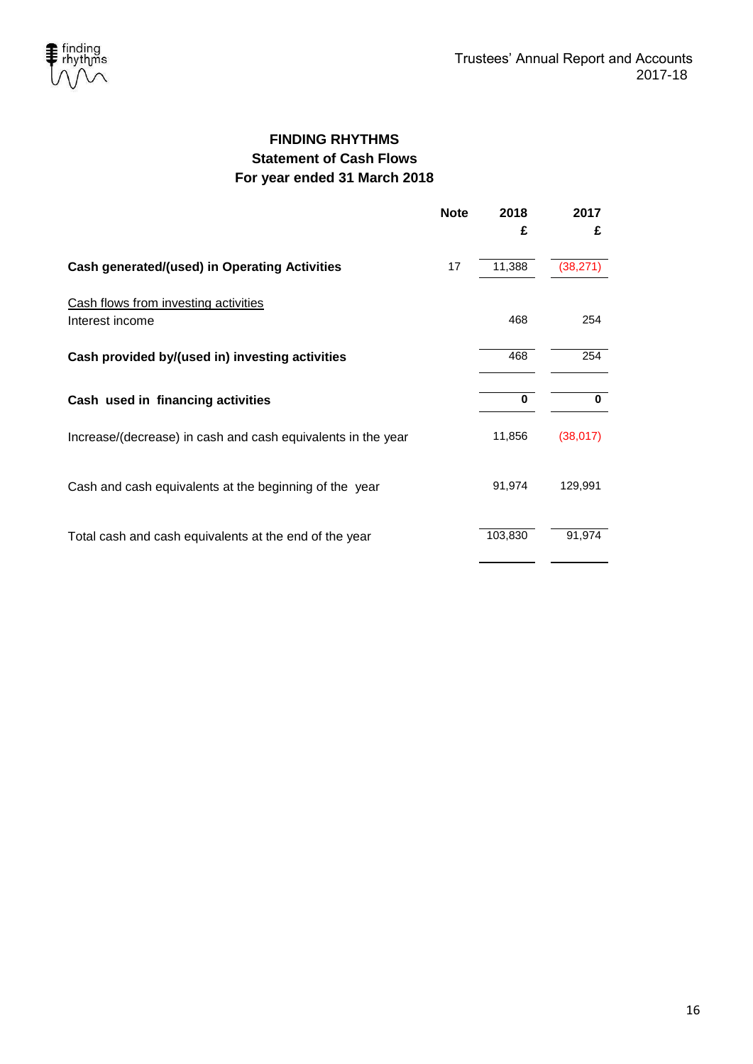# FINDING RHYTHMS

## Statement of Cash Flows

## For year ended 31 March 2018

| | Note | 2018 £ | 2017 £ |
|---|---|---|---|
| **Cash generated/(used) in Operating Activities** | 17 | 11,388 | (38,271) |
| Cash flows from investing activities | | | |
| Interest income | | 468 | 254 |
| **Cash provided by/(used in) investing activities** | | 468 | 254 |
| **Cash used in financing activities** | | **0** | **0** |
| Increase/(decrease) in cash and cash equivalents in the year | | 11,856 | (38,017) |
| Cash and cash equivalents at the beginning of the year | | 91,974 | 129,991 |
| Total cash and cash equivalents at the end of the year | | 103,830 | 91,974 |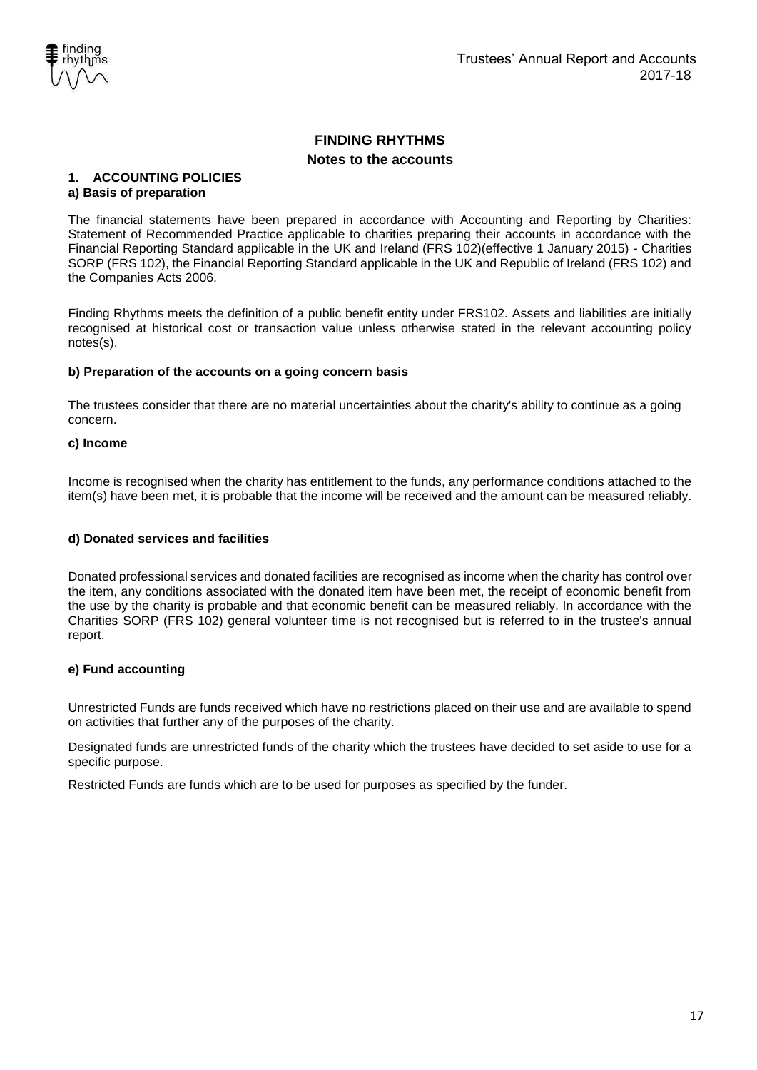## FINDING RHYTHMS

### Notes to the accounts

### 1. ACCOUNTING POLICIES

**a) Basis of preparation**

The financial statements have been prepared in accordance with Accounting and Reporting by Charities: Statement of Recommended Practice applicable to charities preparing their accounts in accordance with the Financial Reporting Standard applicable in the UK and Ireland (FRS 102)(effective 1 January 2015) - Charities SORP (FRS 102), the Financial Reporting Standard applicable in the UK and Republic of Ireland (FRS 102) and the Companies Acts 2006.

Finding Rhythms meets the definition of a public benefit entity under FRS102. Assets and liabilities are initially recognised at historical cost or transaction value unless otherwise stated in the relevant accounting policy notes(s).

**b) Preparation of the accounts on a going concern basis**

The trustees consider that there are no material uncertainties about the charity's ability to continue as a going concern.

**c) Income**

Income is recognised when the charity has entitlement to the funds, any performance conditions attached to the item(s) have been met, it is probable that the income will be received and the amount can be measured reliably.

**d) Donated services and facilities**

Donated professional services and donated facilities are recognised as income when the charity has control over the item, any conditions associated with the donated item have been met, the receipt of economic benefit from the use by the charity is probable and that economic benefit can be measured reliably. In accordance with the Charities SORP (FRS 102) general volunteer time is not recognised but is referred to in the trustee's annual report.

**e) Fund accounting**

Unrestricted Funds are funds received which have no restrictions placed on their use and are available to spend on activities that further any of the purposes of the charity.

Designated funds are unrestricted funds of the charity which the trustees have decided to set aside to use for a specific purpose.

Restricted Funds are funds which are to be used for purposes as specified by the funder.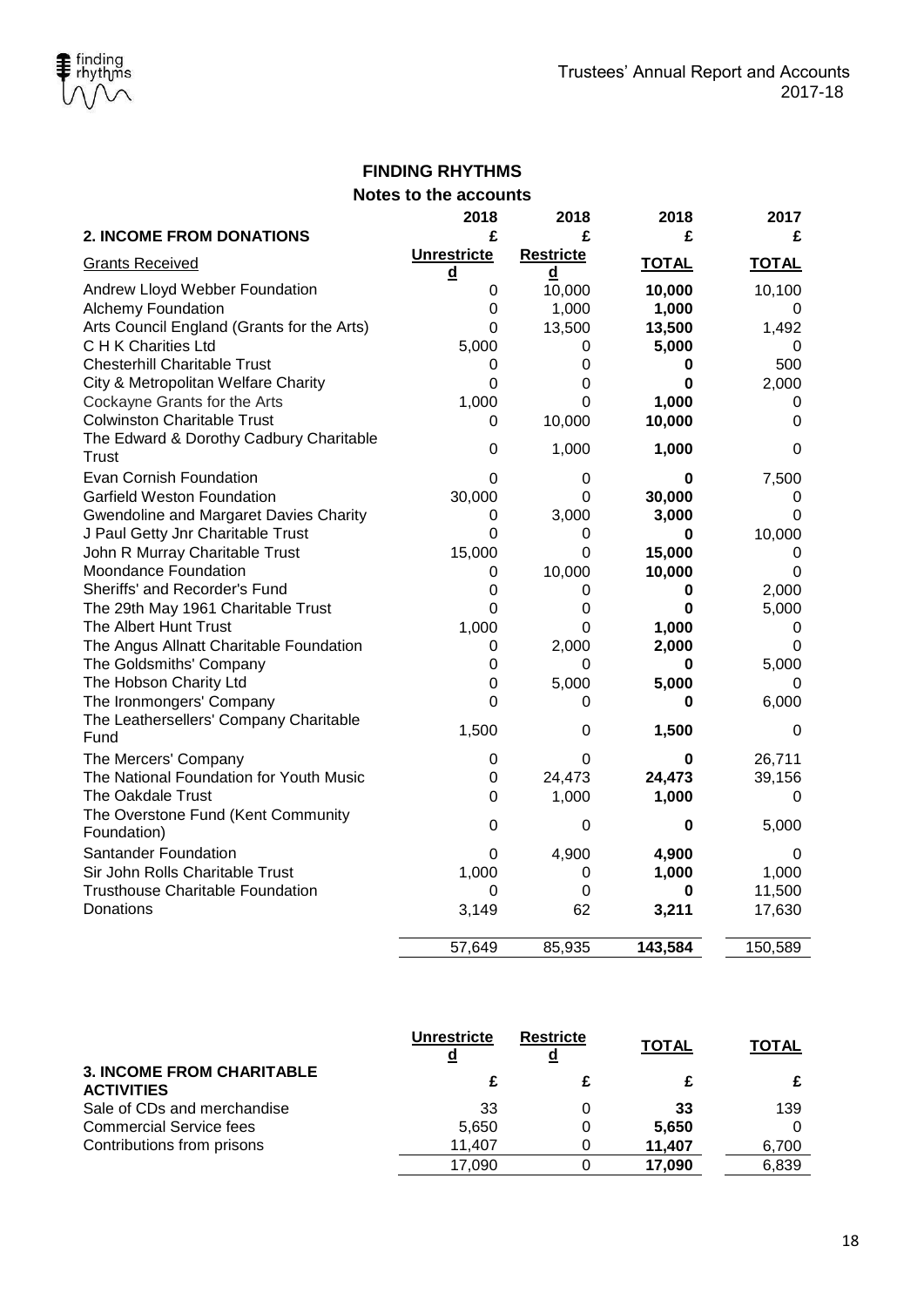# FINDING RHYTHMS

## Notes to the accounts

| 2. INCOME FROM DONATIONS | 2018 | 2018 | 2018 | 2017 |
|---|---|---|---|---|
| | £ | £ | £ | £ |
| Grants Received | Unrestricted | Restricted | TOTAL | TOTAL |
| Andrew Lloyd Webber Foundation | 0 | 10,000 | **10,000** | 10,100 |
| Alchemy Foundation | 0 | 1,000 | **1,000** | 0 |
| Arts Council England (Grants for the Arts) | 0 | 13,500 | **13,500** | 1,492 |
| C H K Charities Ltd | 5,000 | 0 | **5,000** | 0 |
| Chesterhill Charitable Trust | 0 | 0 | **0** | 500 |
| City & Metropolitan Welfare Charity | 0 | 0 | **0** | 2,000 |
| Cockayne Grants for the Arts | 1,000 | 0 | **1,000** | 0 |
| Colwinston Charitable Trust | 0 | 10,000 | **10,000** | 0 |
| The Edward & Dorothy Cadbury Charitable Trust | 0 | 1,000 | **1,000** | 0 |
| Evan Cornish Foundation | 0 | 0 | **0** | 7,500 |
| Garfield Weston Foundation | 30,000 | 0 | **30,000** | 0 |
| Gwendoline and Margaret Davies Charity | 0 | 3,000 | **3,000** | 0 |
| J Paul Getty Jnr Charitable Trust | 0 | 0 | **0** | 10,000 |
| John R Murray Charitable Trust | 15,000 | 0 | **15,000** | 0 |
| Moondance Foundation | 0 | 10,000 | **10,000** | 0 |
| Sheriffs' and Recorder's Fund | 0 | 0 | **0** | 2,000 |
| The 29th May 1961 Charitable Trust | 0 | 0 | **0** | 5,000 |
| The Albert Hunt Trust | 1,000 | 0 | **1,000** | 0 |
| The Angus Allnatt Charitable Foundation | 0 | 2,000 | **2,000** | 0 |
| The Goldsmiths' Company | 0 | 0 | **0** | 5,000 |
| The Hobson Charity Ltd | 0 | 5,000 | **5,000** | 0 |
| The Ironmongers' Company | 0 | 0 | **0** | 6,000 |
| The Leathersellers' Company Charitable Fund | 1,500 | 0 | **1,500** | 0 |
| The Mercers' Company | 0 | 0 | **0** | 26,711 |
| The National Foundation for Youth Music | 0 | 24,473 | **24,473** | 39,156 |
| The Oakdale Trust | 0 | 1,000 | **1,000** | 0 |
| The Overstone Fund (Kent Community Foundation) | 0 | 0 | **0** | 5,000 |
| Santander Foundation | 0 | 4,900 | **4,900** | 0 |
| Sir John Rolls Charitable Trust | 1,000 | 0 | **1,000** | 1,000 |
| Trusthouse Charitable Foundation | 0 | 0 | **0** | 11,500 |
| Donations | 3,149 | 62 | **3,211** | 17,630 |
| | 57,649 | 85,935 | **143,584** | 150,589 |

| 3. INCOME FROM CHARITABLE ACTIVITIES | Unrestricted | Restricted | TOTAL | TOTAL |
|---|---|---|---|---|
| | £ | £ | £ | £ |
| Sale of CDs and merchandise | 33 | 0 | **33** | 139 |
| Commercial Service fees | 5,650 | 0 | **5,650** | 0 |
| Contributions from prisons | 11,407 | 0 | **11,407** | 6,700 |
| | 17,090 | 0 | **17,090** | 6,839 |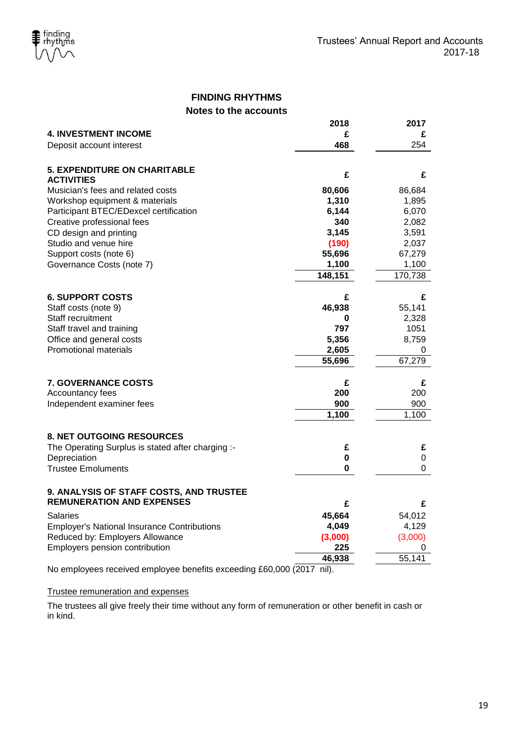## FINDING RHYTHMS

### Notes to the accounts

| | 2018 | 2017 |
|---|---|---|
| **4. INVESTMENT INCOME** | **£** | **£** |
| Deposit account interest | **468** | 254 |

| **5. EXPENDITURE ON CHARITABLE ACTIVITIES** | **£** | **£** |
|---|---|---|
| Musician's fees and related costs | **80,606** | 86,684 |
| Workshop equipment & materials | **1,310** | 1,895 |
| Participant BTEC/EDexcel certification | **6,144** | 6,070 |
| Creative professional fees | **340** | 2,082 |
| CD design and printing | **3,145** | 3,591 |
| Studio and venue hire | **(190)** | 2,037 |
| Support costs (note 6) | **55,696** | 67,279 |
| Governance Costs (note 7) | **1,100** | 1,100 |
| | **148,151** | 170,738 |

| **6. SUPPORT COSTS** | **£** | **£** |
|---|---|---|
| Staff costs (note 9) | **46,938** | 55,141 |
| Staff recruitment | **0** | 2,328 |
| Staff travel and training | **797** | 1051 |
| Office and general costs | **5,356** | 8,759 |
| Promotional materials | **2,605** | 0 |
| | **55,696** | 67,279 |

| **7. GOVERNANCE COSTS** | **£** | **£** |
|---|---|---|
| Accountancy fees | **200** | 200 |
| Independent examiner fees | **900** | 900 |
| | **1,100** | 1,100 |

| **8. NET OUTGOING RESOURCES** | | |
|---|---|---|
| The Operating Surplus is stated after charging :- | **£** | **£** |
| Depreciation | **0** | 0 |
| Trustee Emoluments | **0** | 0 |

| **9. ANALYSIS OF STAFF COSTS, AND TRUSTEE REMUNERATION AND EXPENSES** | **£** | **£** |
|---|---|---|
| Salaries | **45,664** | 54,012 |
| Employer's National Insurance Contributions | **4,049** | 4,129 |
| Reduced by: Employers Allowance | **(3,000)** | (3,000) |
| Employers pension contribution | **225** | 0 |
| | **46,938** | 55,141 |

No employees received employee benefits exceeding £60,000 (2017 nil).

Trustee remuneration and expenses

The trustees all give freely their time without any form of remuneration or other benefit in cash or in kind.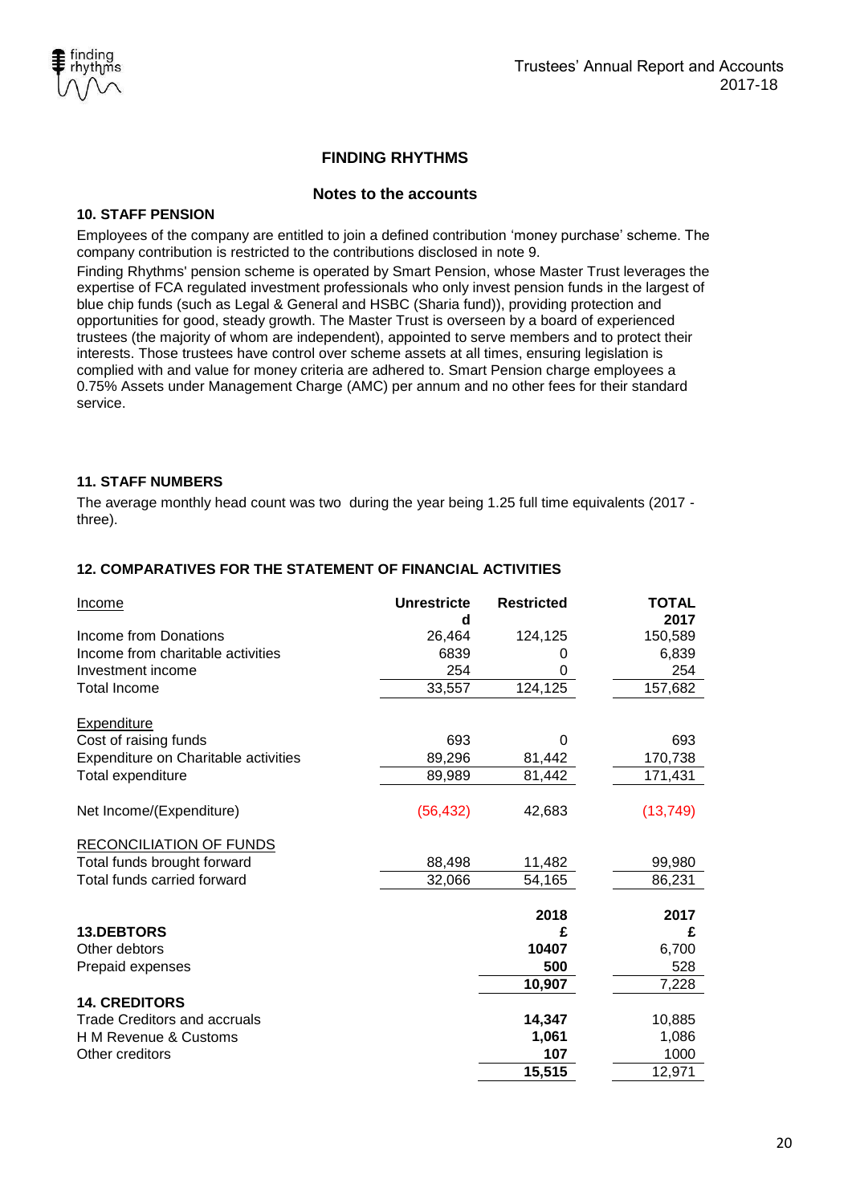# FINDING RHYTHMS

## Notes to the accounts

### 10. STAFF PENSION

Employees of the company are entitled to join a defined contribution 'money purchase' scheme. The company contribution is restricted to the contributions disclosed in note 9.

Finding Rhythms' pension scheme is operated by Smart Pension, whose Master Trust leverages the expertise of FCA regulated investment professionals who only invest pension funds in the largest of blue chip funds (such as Legal & General and HSBC (Sharia fund)), providing protection and opportunities for good, steady growth. The Master Trust is overseen by a board of experienced trustees (the majority of whom are independent), appointed to serve members and to protect their interests. Those trustees have control over scheme assets at all times, ensuring legislation is complied with and value for money criteria are adhered to. Smart Pension charge employees a 0.75% Assets under Management Charge (AMC) per annum and no other fees for their standard service.

### 11. STAFF NUMBERS

The average monthly head count was two during the year being 1.25 full time equivalents (2017 - three).

### 12. COMPARATIVES FOR THE STATEMENT OF FINANCIAL ACTIVITIES

| Income | Unrestricted | Restricted | TOTAL 2017 |
|---|---|---|---|
| Income from Donations | 26,464 | 124,125 | 150,589 |
| Income from charitable activities | 6839 | 0 | 6,839 |
| Investment income | 254 | 0 | 254 |
| Total Income | 33,557 | 124,125 | 157,682 |
| **Expenditure** | | | |
| Cost of raising funds | 693 | 0 | 693 |
| Expenditure on Charitable activities | 89,296 | 81,442 | 170,738 |
| Total expenditure | 89,989 | 81,442 | 171,431 |
| Net Income/(Expenditure) | (56,432) | 42,683 | (13,749) |
| **RECONCILIATION OF FUNDS** | | | |
| Total funds brought forward | 88,498 | 11,482 | 99,980 |
| Total funds carried forward | 32,066 | 54,165 | 86,231 |

| 13.DEBTORS | 2018 £ | 2017 £ |
|---|---|---|
| Other debtors | 10407 | 6,700 |
| Prepaid expenses | 500 | 528 |
| | 10,907 | 7,228 |

| 14. CREDITORS | 2018 | 2017 |
|---|---|---|
| Trade Creditors and accruals | 14,347 | 10,885 |
| H M Revenue & Customs | 1,061 | 1,086 |
| Other creditors | 107 | 1000 |
| | 15,515 | 12,971 |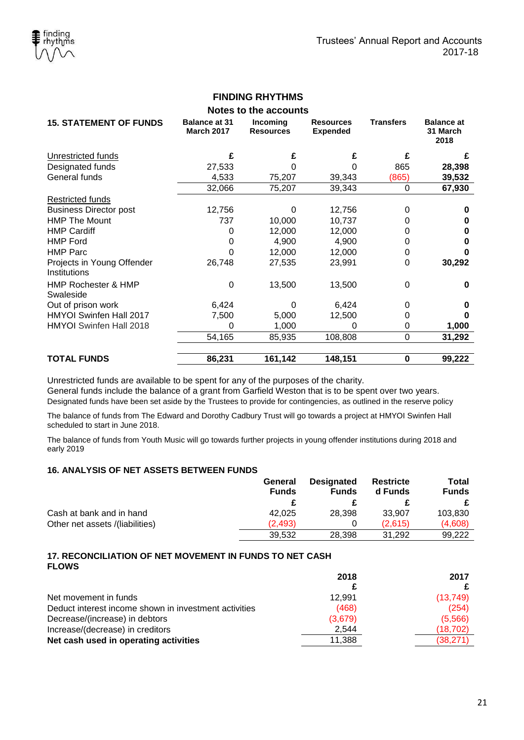## FINDING RHYTHMS

### Notes to the accounts

| 15. STATEMENT OF FUNDS | Balance at 31 March 2017 | Incoming Resources | Resources Expended | Transfers | Balance at 31 March 2018 |
|---|---|---|---|---|---|
| Unrestricted funds | £ | £ | £ | £ | £ |
| Designated funds | 27,533 | 0 | 0 | 865 | **28,398** |
| General funds | 4,533 | 75,207 | 39,343 | (865) | **39,532** |
| | 32,066 | 75,207 | 39,343 | 0 | **67,930** |
| Restricted funds | | | | | |
| Business Director post | 12,756 | 0 | 12,756 | 0 | **0** |
| HMP The Mount | 737 | 10,000 | 10,737 | 0 | **0** |
| HMP Cardiff | 0 | 12,000 | 12,000 | 0 | **0** |
| HMP Ford | 0 | 4,900 | 4,900 | 0 | **0** |
| HMP Parc | 0 | 12,000 | 12,000 | 0 | **0** |
| Projects in Young Offender Institutions | 26,748 | 27,535 | 23,991 | 0 | **30,292** |
| HMP Rochester & HMP Swaleside | 0 | 13,500 | 13,500 | 0 | **0** |
| Out of prison work | 6,424 | 0 | 6,424 | 0 | **0** |
| HMYOI Swinfen Hall 2017 | 7,500 | 5,000 | 12,500 | 0 | **0** |
| HMYOI Swinfen Hall 2018 | 0 | 1,000 | 0 | 0 | **1,000** |
| | 54,165 | 85,935 | 108,808 | 0 | **31,292** |
| **TOTAL FUNDS** | **86,231** | **161,142** | **148,151** | **0** | **99,222** |

Unrestricted funds are available to be spent for any of the purposes of the charity.
General funds include the balance of a grant from Garfield Weston that is to be spent over two years.
Designated funds have been set aside by the Trustees to provide for contingencies, as outlined in the reserve policy

The balance of funds from The Edward and Dorothy Cadbury Trust will go towards a project at HMYOI Swinfen Hall scheduled to start in June 2018.

The balance of funds from Youth Music will go towards further projects in young offender institutions during 2018 and early 2019

### 16. ANALYSIS OF NET ASSETS BETWEEN FUNDS

| | General Funds | Designated Funds | Restricted Funds | Total Funds |
|---|---|---|---|---|
| | £ | £ | £ | £ |
| Cash at bank and in hand | 42,025 | 28,398 | 33,907 | 103,830 |
| Other net assets /(liabilities) | (2,493) | 0 | (2,615) | (4,608) |
| | 39,532 | 28,398 | 31,292 | 99,222 |

### 17. RECONCILIATION OF NET MOVEMENT IN FUNDS TO NET CASH FLOWS

| | 2018 | 2017 |
|---|---|---|
| | £ | £ |
| Net movement in funds | 12,991 | (13,749) |
| Deduct interest income shown in investment activities | (468) | (254) |
| Decrease/(increase) in debtors | (3,679) | (5,566) |
| Increase/(decrease) in creditors | 2,544 | (18,702) |
| **Net cash used in operating activities** | 11,388 | (38,271) |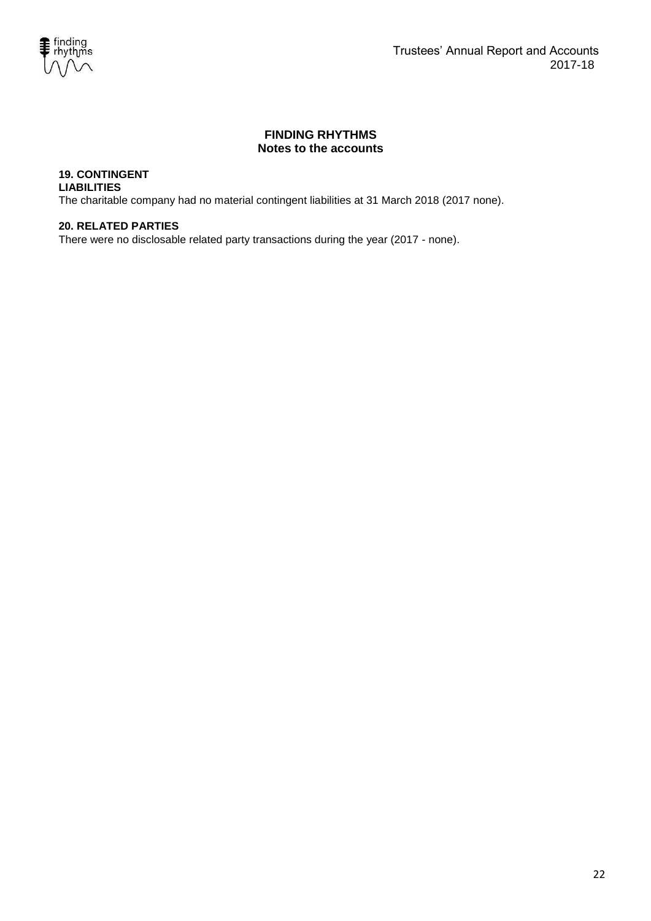## FINDING RHYTHMS
## Notes to the accounts

**19. CONTINGENT LIABILITIES**

The charitable company had no material contingent liabilities at 31 March 2018 (2017 none).

**20. RELATED PARTIES**

There were no disclosable related party transactions during the year (2017 - none).